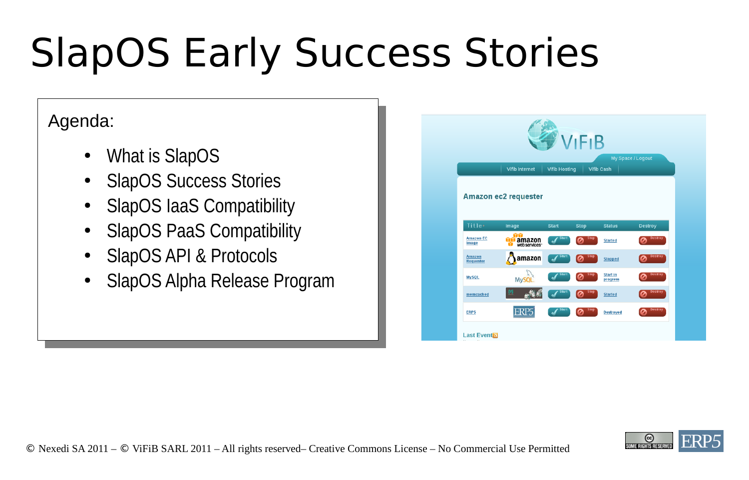# SlapOS Early Success Stories

Agenda:

- What is SlapOS
- SlapOS Success Stories
- SlapOS IaaS Compatibility
- SlapOS PaaS Compatibility
- SlapOS API & Protocols
- SlapOS Alpha Release Program

© Nexedi SA 2011 – © ViFiB SARL 2011 – All rights reserved– Creative Commons License – No Commercial Use Permitted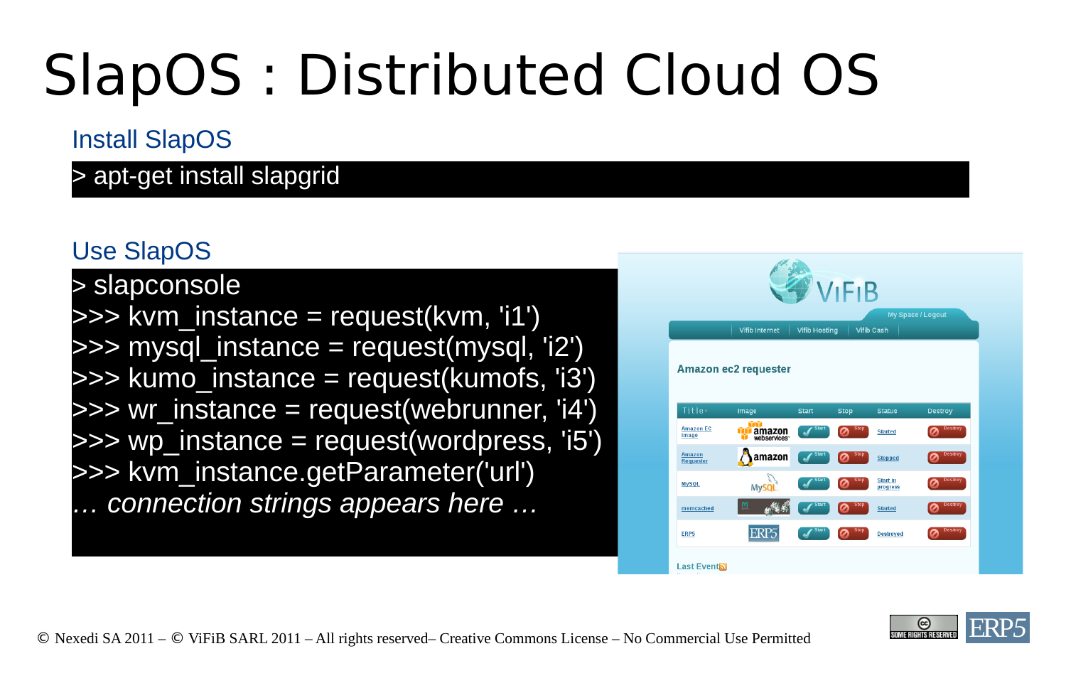# SlapOS : Distributed Cloud OS

## Install SlapOS

```
> apt-get install slapgrid
```

## Use SlapOS

```
> slapconsole
>>> kvm_instance = request(kvm, 'i1')
>>> mysql_instance = request(mysql, 'i2')
>>> kumo_instance = request(kumofs, 'i3')
>>> wr_instance = request(webrunner, 'i4')
>>> wp_instance = request(wordpress, 'i5')
>>> kvm_instance.getParameter('url')
… connection strings appears here …
```

VIFIB

My Space / Logout

Vifib Internet | Vifib Hosting | Vifib Cash

**Amazon ec2 requester**

| Title | Image | Start | Stop | Status | Destroy |
|---|---|---|---|---|---|
| Amazon EC Image | amazon webservices | Start | Stop | Started | Destroy |
| Amazon Requester | amazon | Start | Stop | Stopped | Destroy |
| MySQL | MySQL | Start | Stop | Start in progress | Destroy |
| memcached | | Start | Stop | Started | Destroy |
| ERP5 | ERP5 | Start | Stop | Destroyed | Destroy |

Last Events

© Nexedi SA 2011 – © ViFiB SARL 2011 – All rights reserved– Creative Commons License – No Commercial Use Permitted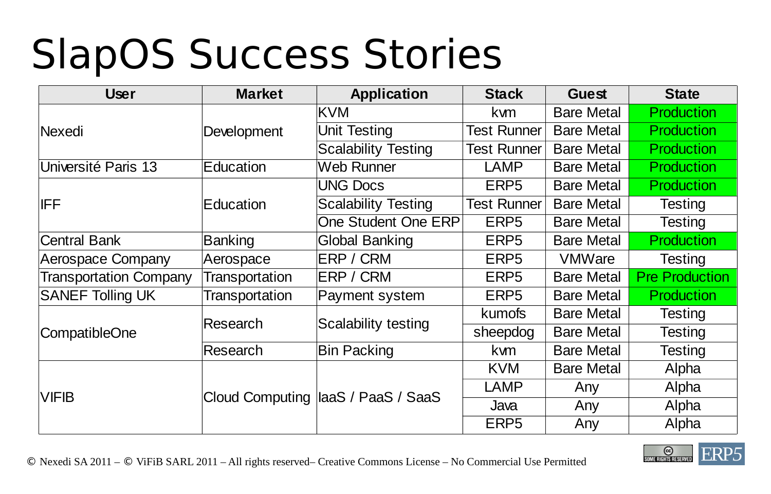# SlapOS Success Stories

| User | Market | Application | Stack | Guest | State |
|---|---|---|---|---|---|
| Nexedi | Development | KVM | kvm | Bare Metal | Production |
| | | Unit Testing | Test Runner | Bare Metal | Production |
| | | Scalability Testing | Test Runner | Bare Metal | Production |
| Université Paris 13 | Education | Web Runner | LAMP | Bare Metal | Production |
| IFF | Education | UNG Docs | ERP5 | Bare Metal | Production |
| | | Scalability Testing | Test Runner | Bare Metal | Testing |
| | | One Student One ERP | ERP5 | Bare Metal | Testing |
| Central Bank | Banking | Global Banking | ERP5 | Bare Metal | Production |
| Aerospace Company | Aerospace | ERP / CRM | ERP5 | VMWare | Testing |
| Transportation Company | Transportation | ERP / CRM | ERP5 | Bare Metal | Pre Production |
| SANEF Tolling UK | Transportation | Payment system | ERP5 | Bare Metal | Production |
| CompatibleOne | Research | Scalability testing | kumofs | Bare Metal | Testing |
| | | | sheepdog | Bare Metal | Testing |
| | Research | Bin Packing | kvm | Bare Metal | Testing |
| VIFIB | Cloud Computing | IaaS / PaaS / SaaS | KVM | Bare Metal | Alpha |
| | | | LAMP | Any | Alpha |
| | | | Java | Any | Alpha |
| | | | ERP5 | Any | Alpha |

© Nexedi SA 2011 – © ViFiB SARL 2011 – All rights reserved– Creative Commons License – No Commercial Use Permitted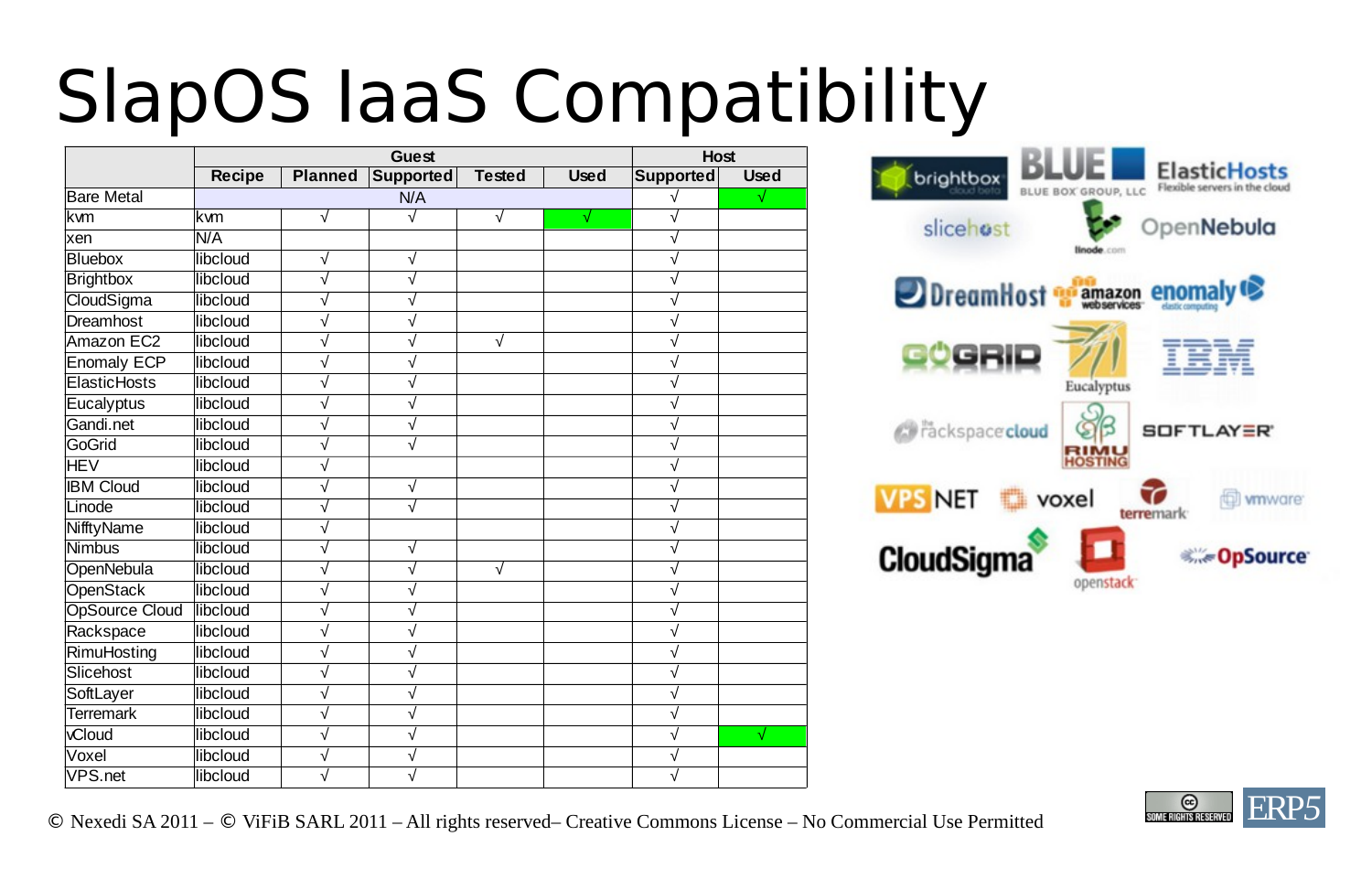# SlapOS IaaS Compatibility

| | Guest | | | | | Host | |
|---|---|---|---|---|---|---|---|
| | Recipe | Planned | Supported | Tested | Used | Supported | Used |
| Bare Metal | N/A | | | | | √ | √ |
| kvm | kvm | √ | √ | √ | √ | √ | |
| xen | N/A | | | | | √ | |
| Bluebox | libcloud | √ | √ | | | √ | |
| Brightbox | libcloud | √ | √ | | | √ | |
| CloudSigma | libcloud | √ | √ | | | √ | |
| Dreamhost | libcloud | √ | √ | | | √ | |
| Amazon EC2 | libcloud | √ | √ | √ | | √ | |
| Enomaly ECP | libcloud | √ | √ | | | √ | |
| ElasticHosts | libcloud | √ | √ | | | √ | |
| Eucalyptus | libcloud | √ | √ | | | √ | |
| Gandi.net | libcloud | √ | √ | | | √ | |
| GoGrid | libcloud | √ | √ | | | √ | |
| HEV | libcloud | √ | | | | √ | |
| IBM Cloud | libcloud | √ | √ | | | √ | |
| Linode | libcloud | √ | √ | | | √ | |
| NifftyName | libcloud | √ | | | | √ | |
| Nimbus | libcloud | √ | √ | | | √ | |
| OpenNebula | libcloud | √ | √ | √ | | √ | |
| OpenStack | libcloud | √ | √ | | | √ | |
| OpSource Cloud | libcloud | √ | √ | | | √ | |
| Rackspace | libcloud | √ | √ | | | √ | |
| RimuHosting | libcloud | √ | √ | | | √ | |
| Slicehost | libcloud | √ | √ | | | √ | |
| SoftLayer | libcloud | √ | √ | | | √ | |
| Terremark | libcloud | √ | √ | | | √ | |
| vCloud | libcloud | √ | √ | | | √ | √ |
| Voxel | libcloud | √ | √ | | | √ | |
| VPS.net | libcloud | √ | √ | | | √ | |

© Nexedi SA 2011 – © ViFiB SARL 2011 – All rights reserved– Creative Commons License – No Commercial Use Permitted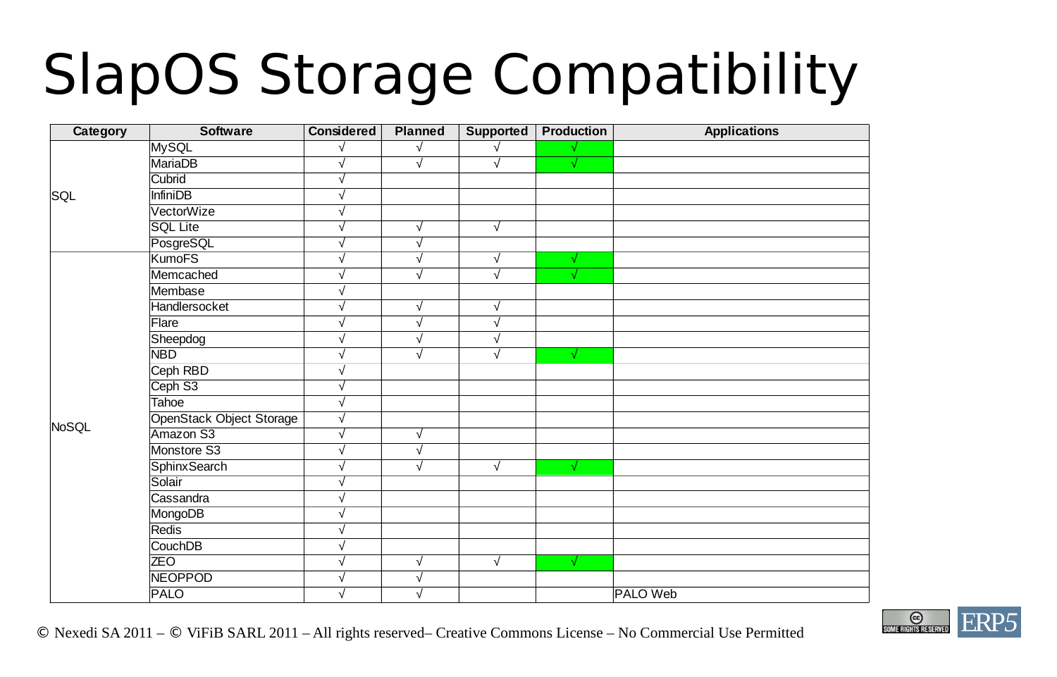# SlapOS Storage Compatibility

| Category | Software | Considered | Planned | Supported | Production | Applications |
|---|---|---|---|---|---|---|
| SQL | MySQL | √ | √ | √ | √ | |
| | MariaDB | √ | √ | √ | √ | |
| | Cubrid | √ | | | | |
| | InfiniDB | √ | | | | |
| | VectorWize | √ | | | | |
| | SQL Lite | √ | √ | √ | | |
| | PosgreSQL | √ | √ | | | |
| NoSQL | KumoFS | √ | √ | √ | √ | |
| | Memcached | √ | √ | √ | √ | |
| | Membase | √ | | | | |
| | Handlersocket | √ | √ | √ | | |
| | Flare | √ | √ | √ | | |
| | Sheepdog | √ | √ | √ | | |
| | NBD | √ | √ | √ | √ | |
| | Ceph RBD | √ | | | | |
| | Ceph S3 | √ | | | | |
| | Tahoe | √ | | | | |
| | OpenStack Object Storage | √ | | | | |
| | Amazon S3 | √ | √ | | | |
| | Monstore S3 | √ | √ | | | |
| | SphinxSearch | √ | √ | √ | √ | |
| | Solair | √ | | | | |
| | Cassandra | √ | | | | |
| | MongoDB | √ | | | | |
| | Redis | √ | | | | |
| | CouchDB | √ | | | | |
| | ZEO | √ | √ | √ | √ | |
| | NEOPPOD | √ | √ | | | |
| | PALO | √ | √ | | | PALO Web |

© Nexedi SA 2011 – © ViFiB SARL 2011 – All rights reserved– Creative Commons License – No Commercial Use Permitted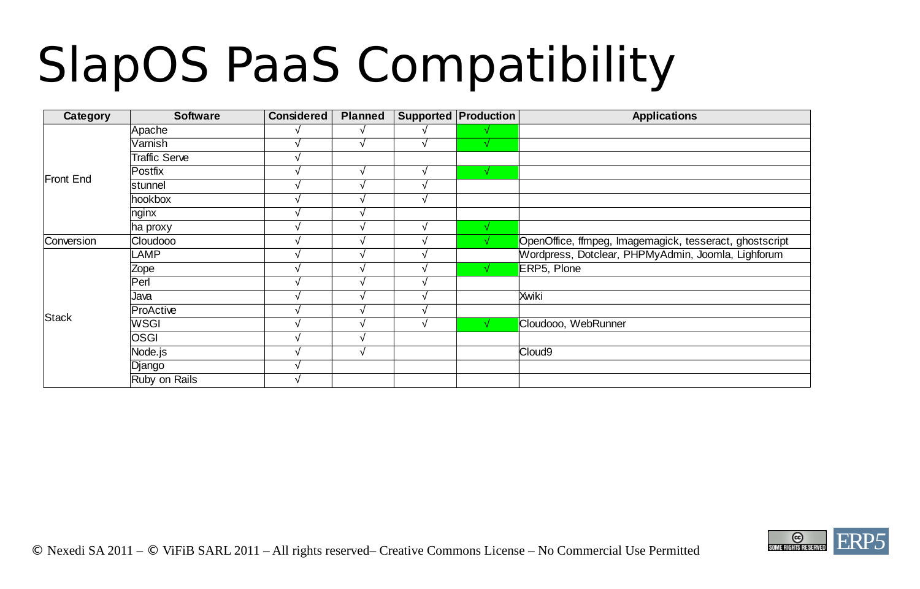# SlapOS PaaS Compatibility

| Category | Software | Considered | Planned | Supported | Production | Applications |
|---|---|---|---|---|---|---|
| Front End | Apache | √ | √ | √ | √ | |
| | Varnish | √ | √ | √ | √ | |
| | Traffic Serve | √ | | | | |
| | Postfix | √ | √ | √ | √ | |
| | stunnel | √ | √ | √ | | |
| | hookbox | √ | √ | √ | | |
| | nginx | √ | √ | | | |
| | ha proxy | √ | √ | √ | √ | |
| Conversion | Cloudooo | √ | √ | √ | √ | OpenOffice, ffmpeg, Imagemagick, tesseract, ghostscript |
| Stack | LAMP | √ | √ | √ | | Wordpress, Dotclear, PHPMyAdmin, Joomla, Lighforum |
| | Zope | √ | √ | √ | √ | ERP5, Plone |
| | Perl | √ | √ | √ | | |
| | Java | √ | √ | √ | | Xwiki |
| | ProActive | √ | √ | √ | | |
| | WSGI | √ | √ | √ | √ | Cloudooo, WebRunner |
| | OSGI | √ | √ | | | |
| | Node.js | √ | √ | | | Cloud9 |
| | Django | √ | | | | |
| | Ruby on Rails | √ | | | | |

© Nexedi SA 2011 – © ViFiB SARL 2011 – All rights reserved– Creative Commons License – No Commercial Use Permitted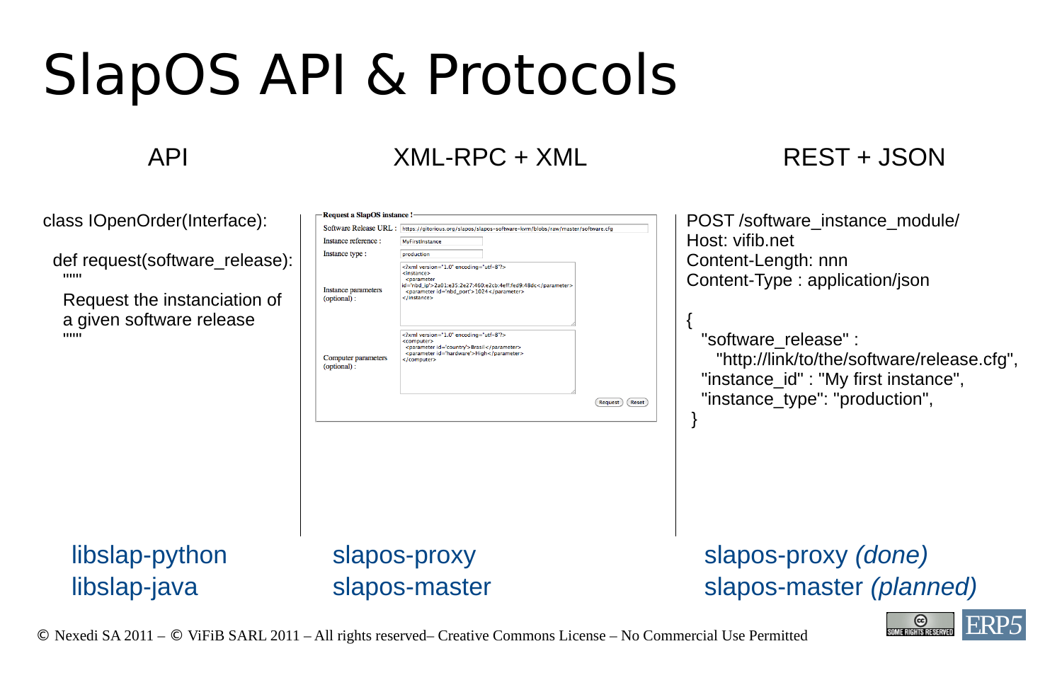# SlapOS API & Protocols

## API

```
class IOpenOrder(Interface):

  def request(software_release):
    """
    Request the instanciation of
    a given software release
    """
```

libslap-python
libslap-java

## XML-RPC + XML

**Request a SlapOS instance !**

Software Release URL : https://gitorious.org/slapos/slapos-software-kvm/blobs/raw/master/software.cfg

Instance reference : MyFirstInstance

Instance type : production

Instance parameters (optional) :

```
<?xml version="1.0" encoding="utf-8"?>
<instance>
  <parameter id="nbd_ip">2a01:e35:2e27:460:e2cb:4eff:fed9:48dc</parameter>
  <parameter id="nbd_port">1024</parameter>
</instance>
```

Computer parameters (optional) :

```
<?xml version="1.0" encoding="utf-8"?>
<computer>
  <parameter id="country">Brasil</parameter>
  <parameter id="hardware">High</parameter>
</computer>
```

Request | Reset

slapos-proxy
slapos-master

## REST + JSON

```
POST /software_instance_module/
Host: vifib.net
Content-Length: nnn
Content-Type : application/json

{
  "software_release" :
    "http://link/to/the/software/release.cfg",
  "instance_id" : "My first instance",
  "instance_type": "production",
}
```

slapos-proxy *(done)*
slapos-master *(planned)*

© Nexedi SA 2011 – © ViFiB SARL 2011 – All rights reserved– Creative Commons License – No Commercial Use Permitted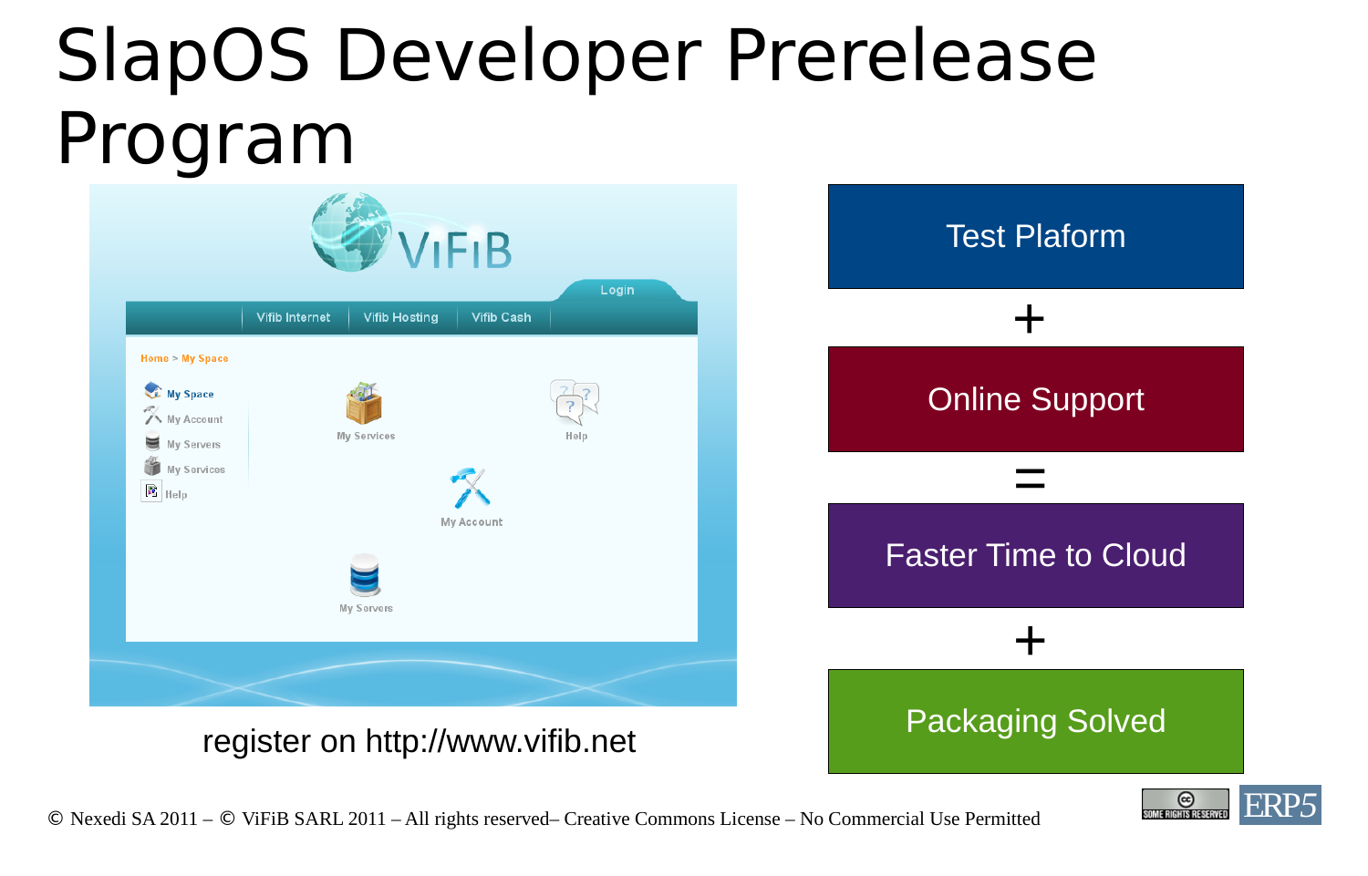# SlapOS Developer Prerelease Program

register on http://www.vifib.net

Test Plaform

+

Online Support

=

Faster Time to Cloud

+

Packaging Solved

© Nexedi SA 2011 – © ViFiB SARL 2011 – All rights reserved– Creative Commons License – No Commercial Use Permitted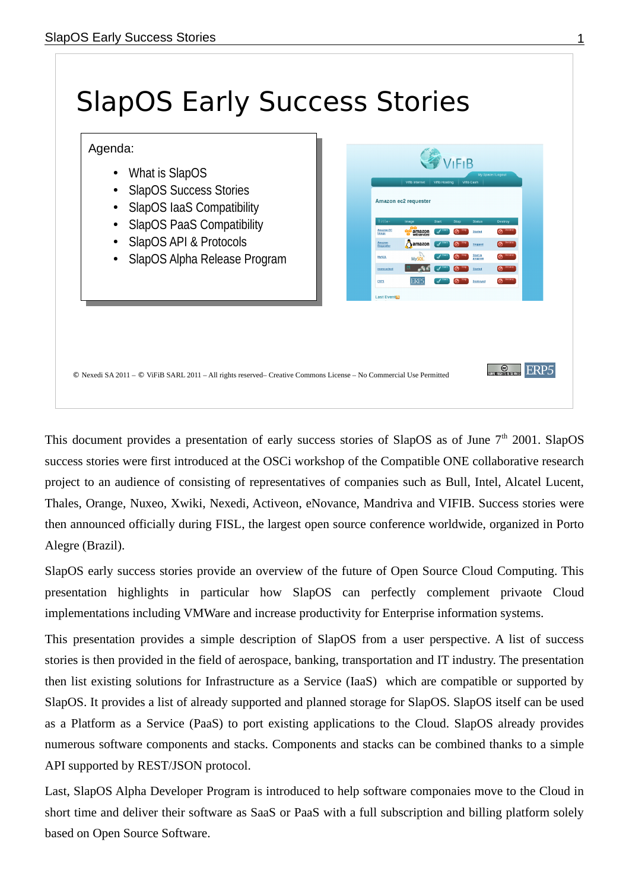# SlapOS Early Success Stories

Agenda:

- What is SlapOS
- SlapOS Success Stories
- SlapOS IaaS Compatibility
- SlapOS PaaS Compatibility
- SlapOS API & Protocols
- SlapOS Alpha Release Program

© Nexedi SA 2011 – © ViFiB SARL 2011 – All rights reserved– Creative Commons License – No Commercial Use Permitted

This document provides a presentation of early success stories of SlapOS as of June 7th 2001. SlapOS success stories were first introduced at the OSCi workshop of the Compatible ONE collaborative research project to an audience of consisting of representatives of companies such as Bull, Intel, Alcatel Lucent, Thales, Orange, Nuxeo, Xwiki, Nexedi, Activeon, eNovance, Mandriva and VIFIB. Success stories were then announced officially during FISL, the largest open source conference worldwide, organized in Porto Alegre (Brazil).

SlapOS early success stories provide an overview of the future of Open Source Cloud Computing. This presentation highlights in particular how SlapOS can perfectly complement privaote Cloud implementations including VMWare and increase productivity for Enterprise information systems.

This presentation provides a simple description of SlapOS from a user perspective. A list of success stories is then provided in the field of aerospace, banking, transportation and IT industry. The presentation then list existing solutions for Infrastructure as a Service (IaaS) which are compatible or supported by SlapOS. It provides a list of already supported and planned storage for SlapOS. SlapOS itself can be used as a Platform as a Service (PaaS) to port existing applications to the Cloud. SlapOS already provides numerous software components and stacks. Components and stacks can be combined thanks to a simple API supported by REST/JSON protocol.

Last, SlapOS Alpha Developer Program is introduced to help software componaies move to the Cloud in short time and deliver their software as SaaS or PaaS with a full subscription and billing platform solely based on Open Source Software.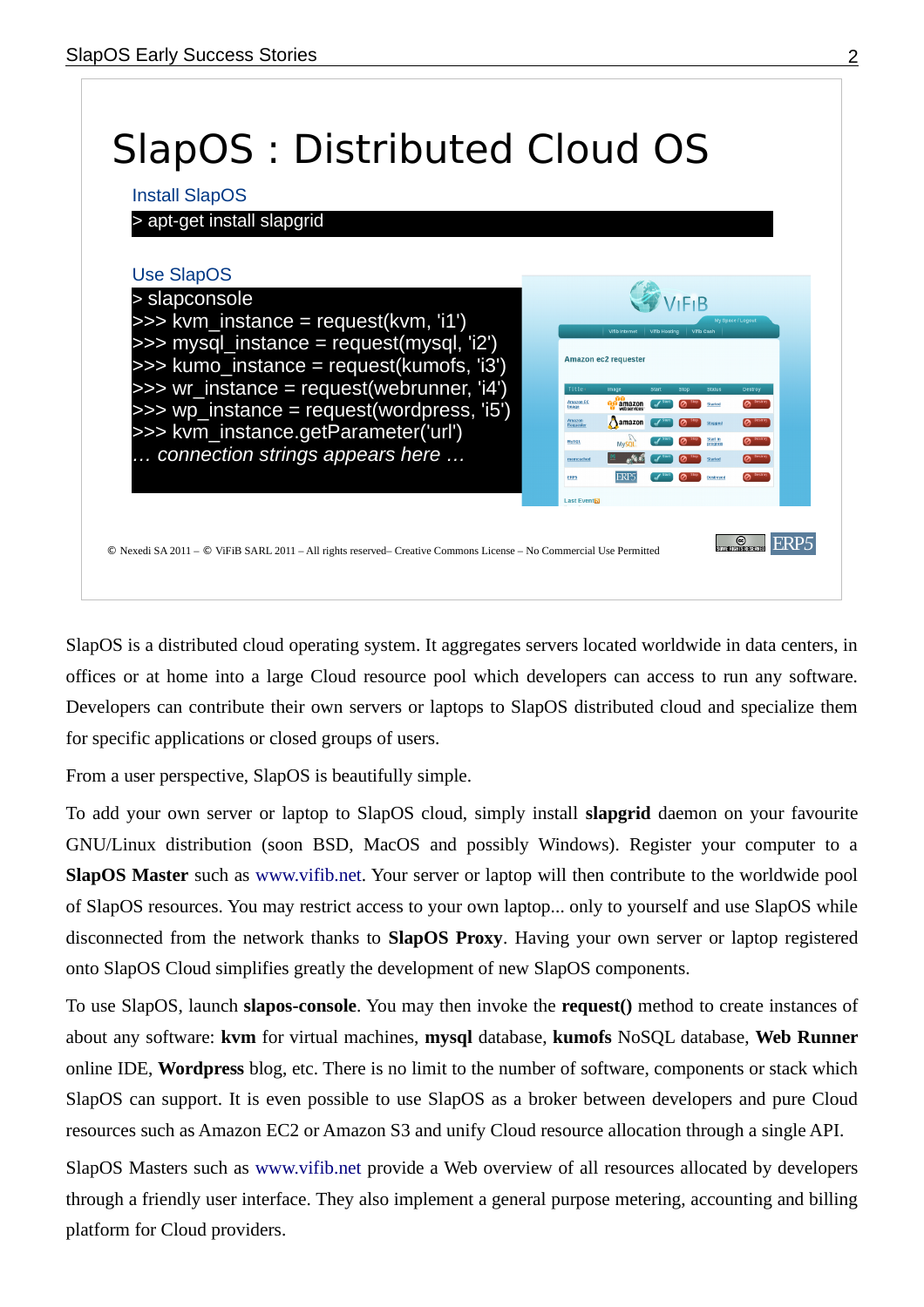# SlapOS : Distributed Cloud OS

Install SlapOS

```
> apt-get install slapgrid
```

Use SlapOS

```
> slapconsole
>>> kvm_instance = request(kvm, 'i1')
>>> mysql_instance = request(mysql, 'i2')
>>> kumo_instance = request(kumofs, 'i3')
>>> wr_instance = request(webrunner, 'i4')
>>> wp_instance = request(wordpress, 'i5')
>>> kvm_instance.getParameter('url')
… connection strings appears here …
```

© Nexedi SA 2011 – © ViFiB SARL 2011 – All rights reserved– Creative Commons License – No Commercial Use Permitted

SlapOS is a distributed cloud operating system. It aggregates servers located worldwide in data centers, in offices or at home into a large Cloud resource pool which developers can access to run any software. Developers can contribute their own servers or laptops to SlapOS distributed cloud and specialize them for specific applications or closed groups of users.

From a user perspective, SlapOS is beautifully simple.

To add your own server or laptop to SlapOS cloud, simply install **slapgrid** daemon on your favourite GNU/Linux distribution (soon BSD, MacOS and possibly Windows). Register your computer to a **SlapOS Master** such as www.vifib.net. Your server or laptop will then contribute to the worldwide pool of SlapOS resources. You may restrict access to your own laptop... only to yourself and use SlapOS while disconnected from the network thanks to **SlapOS Proxy**. Having your own server or laptop registered onto SlapOS Cloud simplifies greatly the development of new SlapOS components.

To use SlapOS, launch **slapos-console**. You may then invoke the **request()** method to create instances of about any software: **kvm** for virtual machines, **mysql** database, **kumofs** NoSQL database, **Web Runner** online IDE, **Wordpress** blog, etc. There is no limit to the number of software, components or stack which SlapOS can support. It is even possible to use SlapOS as a broker between developers and pure Cloud resources such as Amazon EC2 or Amazon S3 and unify Cloud resource allocation through a single API.

SlapOS Masters such as www.vifib.net provide a Web overview of all resources allocated by developers through a friendly user interface. They also implement a general purpose metering, accounting and billing platform for Cloud providers.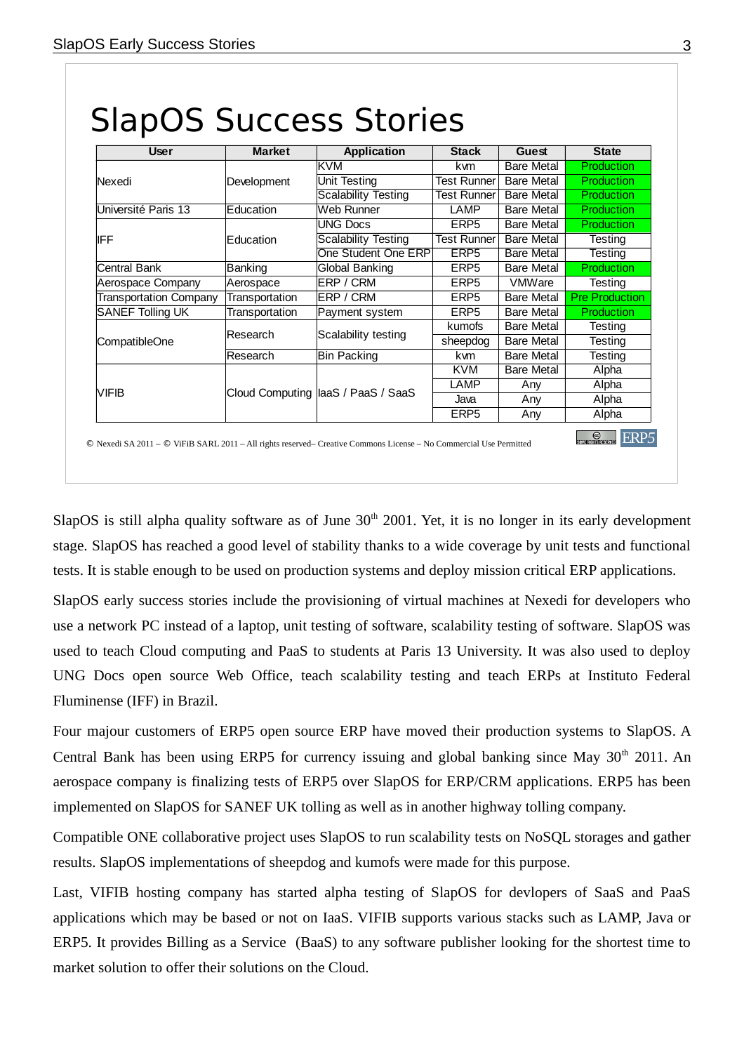# SlapOS Success Stories

| User | Market | Application | Stack | Guest | State |
|---|---|---|---|---|---|
| Nexedi | Development | KVM | kvm | Bare Metal | Production |
| | | Unit Testing | Test Runner | Bare Metal | Production |
| | | Scalability Testing | Test Runner | Bare Metal | Production |
| Université Paris 13 | Education | Web Runner | LAMP | Bare Metal | Production |
| IFF | Education | UNG Docs | ERP5 | Bare Metal | Production |
| | | Scalability Testing | Test Runner | Bare Metal | Testing |
| | | One Student One ERP | ERP5 | Bare Metal | Testing |
| Central Bank | Banking | Global Banking | ERP5 | Bare Metal | Production |
| Aerospace Company | Aerospace | ERP / CRM | ERP5 | VMWare | Testing |
| Transportation Company | Transportation | ERP / CRM | ERP5 | Bare Metal | Pre Production |
| SANEF Tolling UK | Transportation | Payment system | ERP5 | Bare Metal | Production |
| CompatibleOne | Research | Scalability testing | kumofs | Bare Metal | Testing |
| | | | sheepdog | Bare Metal | Testing |
| | Research | Bin Packing | kvm | Bare Metal | Testing |
| VIFIB | Cloud Computing | IaaS / PaaS / SaaS | KVM | Bare Metal | Alpha |
| | | | LAMP | Any | Alpha |
| | | | Java | Any | Alpha |
| | | | ERP5 | Any | Alpha |

© Nexedi SA 2011 – © ViFiB SARL 2011 – All rights reserved– Creative Commons License – No Commercial Use Permitted

SlapOS is still alpha quality software as of June 30th 2001. Yet, it is no longer in its early development stage. SlapOS has reached a good level of stability thanks to a wide coverage by unit tests and functional tests. It is stable enough to be used on production systems and deploy mission critical ERP applications.

SlapOS early success stories include the provisioning of virtual machines at Nexedi for developers who use a network PC instead of a laptop, unit testing of software, scalability testing of software. SlapOS was used to teach Cloud computing and PaaS to students at Paris 13 University. It was also used to deploy UNG Docs open source Web Office, teach scalability testing and teach ERPs at Instituto Federal Fluminense (IFF) in Brazil.

Four majour customers of ERP5 open source ERP have moved their production systems to SlapOS. A Central Bank has been using ERP5 for currency issuing and global banking since May 30th 2011. An aerospace company is finalizing tests of ERP5 over SlapOS for ERP/CRM applications. ERP5 has been implemented on SlapOS for SANEF UK tolling as well as in another highway tolling company.

Compatible ONE collaborative project uses SlapOS to run scalability tests on NoSQL storages and gather results. SlapOS implementations of sheepdog and kumofs were made for this purpose.

Last, VIFIB hosting company has started alpha testing of SlapOS for devlopers of SaaS and PaaS applications which may be based or not on IaaS. VIFIB supports various stacks such as LAMP, Java or ERP5. It provides Billing as a Service (BaaS) to any software publisher looking for the shortest time to market solution to offer their solutions on the Cloud.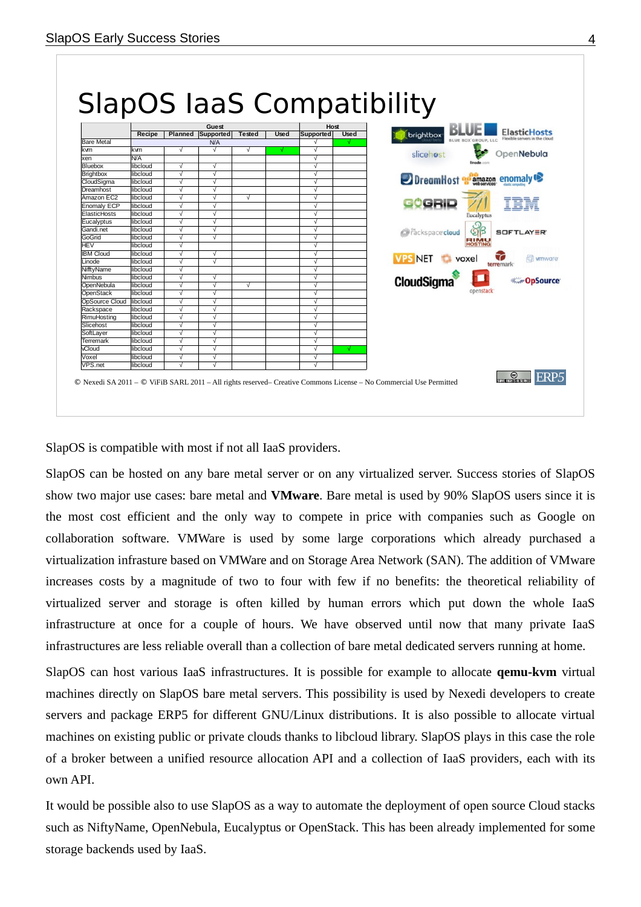# SlapOS IaaS Compatibility

| | Guest | | | | | Host | |
|---|---|---|---|---|---|---|---|
| | Recipe | Planned | Supported | Tested | Used | Supported | Used |
| Bare Metal | | | N/A | | | √ | √ |
| kvm | kvm | √ | √ | √ | √ | √ | |
| xen | N/A | | | | | √ | |
| Bluebox | libcloud | √ | √ | | | √ | |
| Brightbox | libcloud | √ | √ | | | √ | |
| CloudSigma | libcloud | √ | √ | | | √ | |
| Dreamhost | libcloud | √ | √ | | | √ | |
| Amazon EC2 | libcloud | √ | √ | √ | | √ | |
| Enomaly ECP | libcloud | √ | √ | | | √ | |
| ElasticHosts | libcloud | √ | √ | | | √ | |
| Eucalyptus | libcloud | √ | √ | | | √ | |
| Gandi.net | libcloud | √ | √ | | | √ | |
| GoGrid | libcloud | √ | √ | | | √ | |
| HEV | libcloud | √ | | | | √ | |
| IBM Cloud | libcloud | √ | √ | | | √ | |
| Linode | libcloud | √ | √ | | | √ | |
| NiftyName | libcloud | √ | | | | √ | |
| Nimbus | libcloud | √ | √ | | | √ | |
| OpenNebula | libcloud | √ | √ | √ | | √ | |
| OpenStack | libcloud | √ | √ | | | √ | |
| OpSource Cloud | libcloud | √ | √ | | | √ | |
| Rackspace | libcloud | √ | √ | | | √ | |
| RimuHosting | libcloud | √ | √ | | | √ | |
| Slicehost | libcloud | √ | √ | | | √ | |
| SoftLayer | libcloud | √ | √ | | | √ | |
| Terremark | libcloud | √ | √ | | | √ | |
| vCloud | libcloud | √ | √ | | | √ | √ |
| Voxel | libcloud | √ | √ | | | √ | |
| VPS.net | libcloud | √ | √ | | | √ | |

© Nexedi SA 2011 – © ViFiB SARL 2011 – All rights reserved– Creative Commons License – No Commercial Use Permitted

SlapOS is compatible with most if not all IaaS providers.

SlapOS can be hosted on any bare metal server or on any virtualized server. Success stories of SlapOS show two major use cases: bare metal and **VMware**. Bare metal is used by 90% SlapOS users since it is the most cost efficient and the only way to compete in price with companies such as Google on collaboration software. VMWare is used by some large corporations which already purchased a virtualization infrasture based on VMWare and on Storage Area Network (SAN). The addition of VMware increases costs by a magnitude of two to four with few if no benefits: the theoretical reliability of virtualized server and storage is often killed by human errors which put down the whole IaaS infrastructure at once for a couple of hours. We have observed until now that many private IaaS infrastructures are less reliable overall than a collection of bare metal dedicated servers running at home.

SlapOS can host various IaaS infrastructures. It is possible for example to allocate **qemu-kvm** virtual machines directly on SlapOS bare metal servers. This possibility is used by Nexedi developers to create servers and package ERP5 for different GNU/Linux distributions. It is also possible to allocate virtual machines on existing public or private clouds thanks to libcloud library. SlapOS plays in this case the role of a broker between a unified resource allocation API and a collection of IaaS providers, each with its own API.

It would be possible also to use SlapOS as a way to automate the deployment of open source Cloud stacks such as NiftyName, OpenNebula, Eucalyptus or OpenStack. This has been already implemented for some storage backends used by IaaS.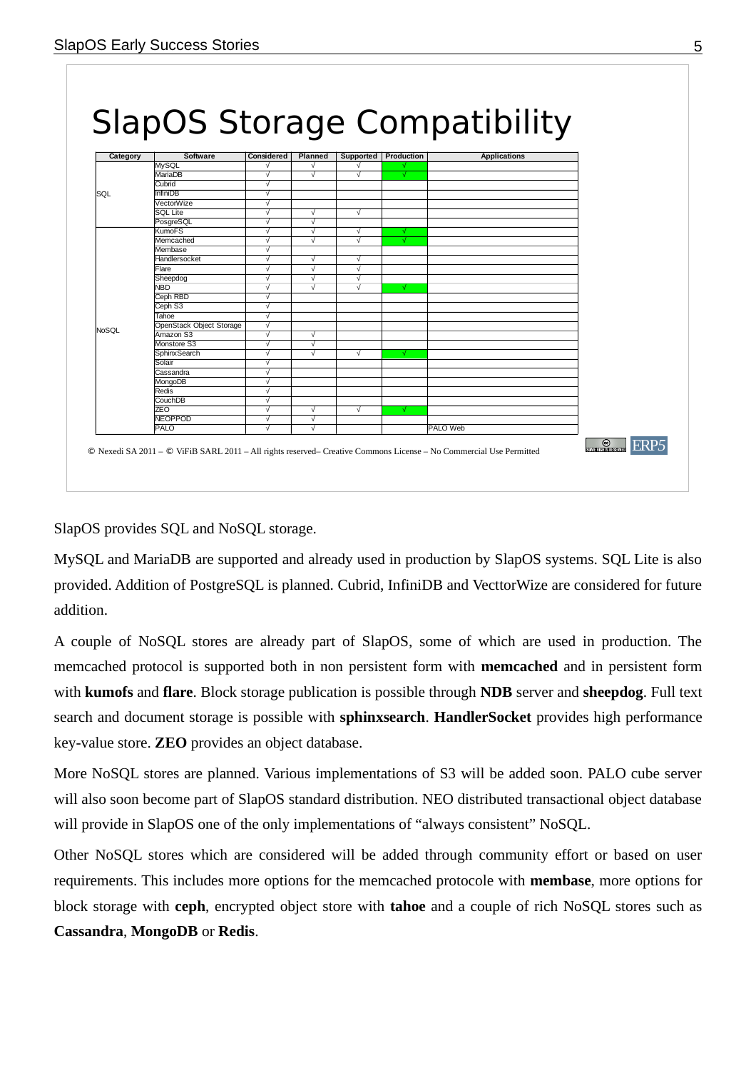# SlapOS Storage Compatibility

| Category | Software | Considered | Planned | Supported | Production | Applications |
|---|---|---|---|---|---|---|
| SQL | MySQL | √ | √ | √ | √ | |
| | MariaDB | √ | √ | √ | √ | |
| | Cubrid | √ | | | | |
| | InfiniDB | √ | | | | |
| | VectorWize | √ | | | | |
| | SQL Lite | √ | √ | √ | | |
| | PosgreSQL | √ | √ | | | |
| NoSQL | KumoFS | √ | √ | √ | √ | |
| | Memcached | √ | √ | √ | √ | |
| | Membase | √ | | | | |
| | Handlersocket | √ | √ | √ | | |
| | Flare | √ | √ | √ | | |
| | Sheepdog | √ | √ | √ | | |
| | NBD | √ | √ | √ | √ | |
| | Ceph RBD | √ | | | | |
| | Ceph S3 | √ | | | | |
| | Tahoe | √ | | | | |
| | OpenStack Object Storage | √ | | | | |
| | Amazon S3 | √ | √ | | | |
| | Monstore S3 | √ | √ | | | |
| | SphinxSearch | √ | √ | √ | √ | |
| | Solair | √ | | | | |
| | Cassandra | √ | | | | |
| | MongoDB | √ | | | | |
| | Redis | √ | | | | |
| | CouchDB | √ | | | | |
| | ZEO | √ | √ | √ | √ | |
| | NEOPPOD | √ | √ | | | |
| | PALO | √ | √ | | | PALO Web |

© Nexedi SA 2011 – © ViFiB SARL 2011 – All rights reserved– Creative Commons License – No Commercial Use Permitted

SlapOS provides SQL and NoSQL storage.

MySQL and MariaDB are supported and already used in production by SlapOS systems. SQL Lite is also provided. Addition of PostgreSQL is planned. Cubrid, InfiniDB and VecttorWize are considered for future addition.

A couple of NoSQL stores are already part of SlapOS, some of which are used in production. The memcached protocol is supported both in non persistent form with **memcached** and in persistent form with **kumofs** and **flare**. Block storage publication is possible through **NDB** server and **sheepdog**. Full text search and document storage is possible with **sphinxsearch**. **HandlerSocket** provides high performance key-value store. **ZEO** provides an object database.

More NoSQL stores are planned. Various implementations of S3 will be added soon. PALO cube server will also soon become part of SlapOS standard distribution. NEO distributed transactional object database will provide in SlapOS one of the only implementations of "always consistent" NoSQL.

Other NoSQL stores which are considered will be added through community effort or based on user requirements. This includes more options for the memcached protocole with **membase**, more options for block storage with **ceph**, encrypted object store with **tahoe** and a couple of rich NoSQL stores such as **Cassandra**, **MongoDB** or **Redis**.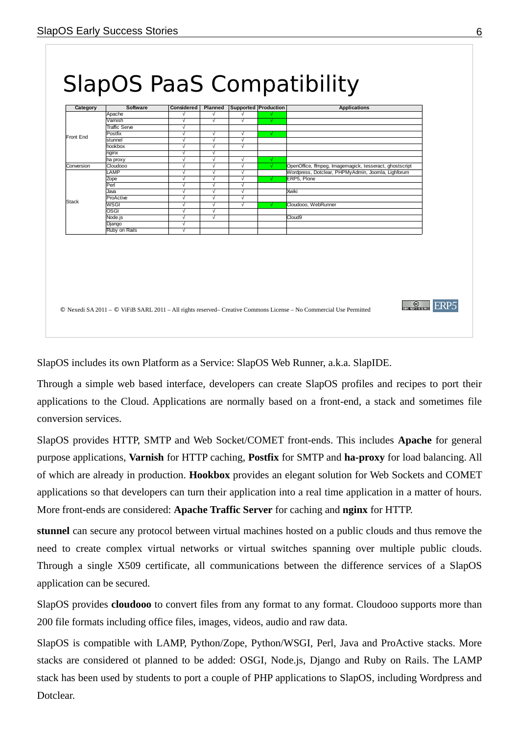# SlapOS PaaS Compatibility

| Category | Software | Considered | Planned | Supported | Production | Applications |
|---|---|---|---|---|---|---|
| Front End | Apache | √ | √ | √ | √ | |
| | Varnish | √ | √ | √ | √ | |
| | Traffic Serve | √ | | | | |
| | Postfix | √ | √ | √ | √ | |
| | stunnel | √ | √ | √ | | |
| | hookbox | √ | √ | √ | | |
| | nginx | √ | √ | | | |
| | ha proxy | √ | √ | √ | √ | |
| Conversion | Cloudooo | √ | √ | √ | √ | OpenOffice, ffmpeg, Imagemagick, tesseract, ghostscript |
| Stack | LAMP | √ | √ | √ | | Wordpress, Dotclear, PHPMyAdmin, Joomla, Lighforum |
| | Zope | √ | √ | √ | √ | ERP5, Plone |
| | Perl | √ | √ | √ | | |
| | Java | √ | √ | √ | | Xwiki |
| | ProActive | √ | √ | √ | | |
| | WSGI | √ | √ | √ | √ | Cloudooo, WebRunner |
| | OSGI | √ | √ | | | |
| | Node.js | √ | √ | | | Cloud9 |
| | Django | √ | | | | |
| | Ruby on Rails | √ | | | | |

© Nexedi SA 2011 – © ViFiB SARL 2011 – All rights reserved– Creative Commons License – No Commercial Use Permitted

SlapOS includes its own Platform as a Service: SlapOS Web Runner, a.k.a. SlapIDE.

Through a simple web based interface, developers can create SlapOS profiles and recipes to port their applications to the Cloud. Applications are normally based on a front-end, a stack and sometimes file conversion services.

SlapOS provides HTTP, SMTP and Web Socket/COMET front-ends. This includes **Apache** for general purpose applications, **Varnish** for HTTP caching, **Postfix** for SMTP and **ha-proxy** for load balancing. All of which are already in production. **Hookbox** provides an elegant solution for Web Sockets and COMET applications so that developers can turn their application into a real time application in a matter of hours. More front-ends are considered: **Apache Traffic Server** for caching and **nginx** for HTTP.

**stunnel** can secure any protocol between virtual machines hosted on a public clouds and thus remove the need to create complex virtual networks or virtual switches spanning over multiple public clouds. Through a single X509 certificate, all communications between the difference services of a SlapOS application can be secured.

SlapOS provides **cloudooo** to convert files from any format to any format. Cloudooo supports more than 200 file formats including office files, images, videos, audio and raw data.

SlapOS is compatible with LAMP, Python/Zope, Python/WSGI, Perl, Java and ProActive stacks. More stacks are considered ot planned to be added: OSGI, Node.js, Django and Ruby on Rails. The LAMP stack has been used by students to port a couple of PHP applications to SlapOS, including Wordpress and Dotclear.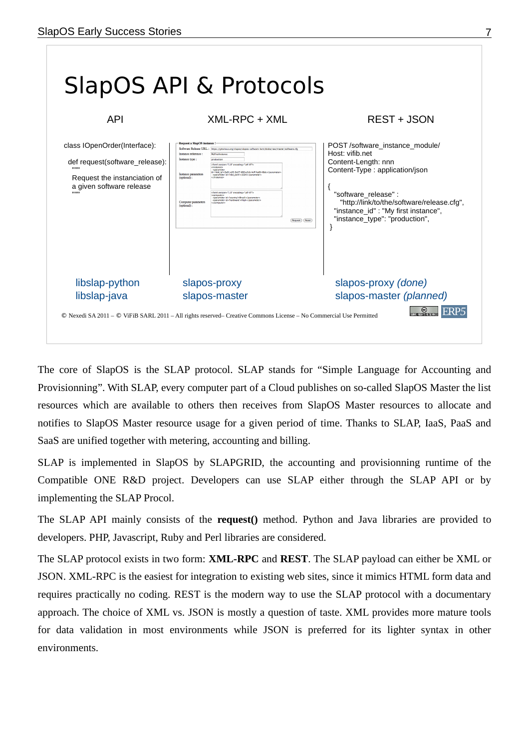# SlapOS API & Protocols

| API | XML-RPC + XML | REST + JSON |
|---|---|---|
| class IOpenOrder(Interface):<br><br>def request(software_release):<br>"""<br>Request the instanciation of a given software release<br>""" | Request a SlapOS instance | POST /software_instance_module/<br>Host: vifib.net<br>Content-Length: nnn<br>Content-Type : application/json<br><br>{<br>"software_release" :<br>"http://link/to/the/software/release.cfg",<br>"instance_id" : "My first instance",<br>"instance_type": "production",<br>} |
| libslap-python<br>libslap-java | slapos-proxy<br>slapos-master | slapos-proxy *(done)*<br>slapos-master *(planned)* |

© Nexedi SA 2011 – © ViFiB SARL 2011 – All rights reserved– Creative Commons License – No Commercial Use Permitted

The core of SlapOS is the SLAP protocol. SLAP stands for "Simple Language for Accounting and Provisionning". With SLAP, every computer part of a Cloud publishes on so-called SlapOS Master the list resources which are available to others then receives from SlapOS Master resources to allocate and notifies to SlapOS Master resource usage for a given period of time. Thanks to SLAP, IaaS, PaaS and SaaS are unified together with metering, accounting and billing.

SLAP is implemented in SlapOS by SLAPGRID, the accounting and provisionning runtime of the Compatible ONE R&D project. Developers can use SLAP either through the SLAP API or by implementing the SLAP Procol.

The SLAP API mainly consists of the **request()** method. Python and Java libraries are provided to developers. PHP, Javascript, Ruby and Perl libraries are considered.

The SLAP protocol exists in two form: **XML-RPC** and **REST**. The SLAP payload can either be XML or JSON. XML-RPC is the easiest for integration to existing web sites, since it mimics HTML form data and requires practically no coding. REST is the modern way to use the SLAP protocol with a documentary approach. The choice of XML vs. JSON is mostly a question of taste. XML provides more mature tools for data validation in most environments while JSON is preferred for its lighter syntax in other environments.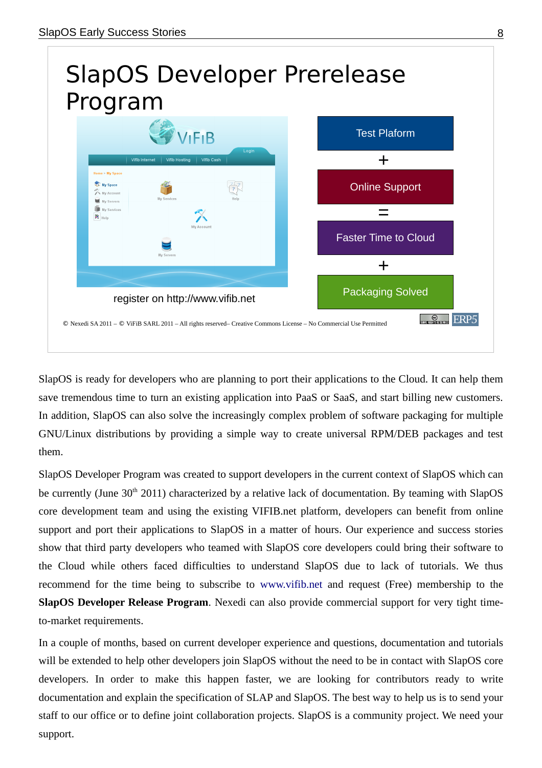# SlapOS Developer Prerelease Program

Test Plaform

+

Online Support

=

Faster Time to Cloud

+

Packaging Solved

register on http://www.vifib.net

© Nexedi SA 2011 – © ViFiB SARL 2011 – All rights reserved– Creative Commons License – No Commercial Use Permitted

SlapOS is ready for developers who are planning to port their applications to the Cloud. It can help them save tremendous time to turn an existing application into PaaS or SaaS, and start billing new customers. In addition, SlapOS can also solve the increasingly complex problem of software packaging for multiple GNU/Linux distributions by providing a simple way to create universal RPM/DEB packages and test them.

SlapOS Developer Program was created to support developers in the current context of SlapOS which can be currently (June 30th 2011) characterized by a relative lack of documentation. By teaming with SlapOS core development team and using the existing VIFIB.net platform, developers can benefit from online support and port their applications to SlapOS in a matter of hours. Our experience and success stories show that third party developers who teamed with SlapOS core developers could bring their software to the Cloud while others faced difficulties to understand SlapOS due to lack of tutorials. We thus recommend for the time being to subscribe to www.vifib.net and request (Free) membership to the **SlapOS Developer Release Program**. Nexedi can also provide commercial support for very tight time-to-market requirements.

In a couple of months, based on current developer experience and questions, documentation and tutorials will be extended to help other developers join SlapOS without the need to be in contact with SlapOS core developers. In order to make this happen faster, we are looking for contributors ready to write documentation and explain the specification of SLAP and SlapOS. The best way to help us is to send your staff to our office or to define joint collaboration projects. SlapOS is a community project. We need your support.